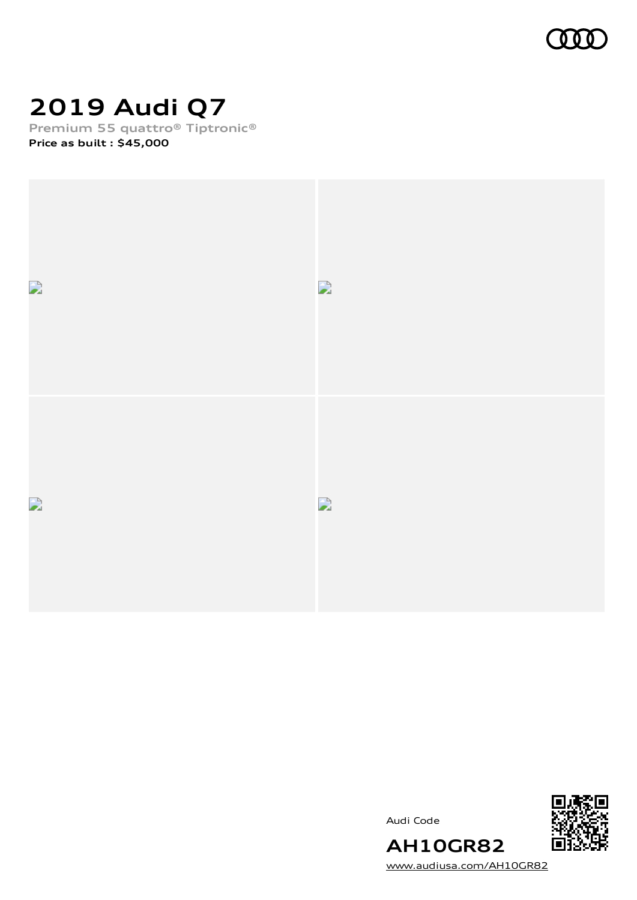# 2019 Audi Q7

Premium 55 quattro® Tiptronic®

**Price as built : $45,000**

Audi Code

## AH10GR82

www.audiusa.com/AH10GR82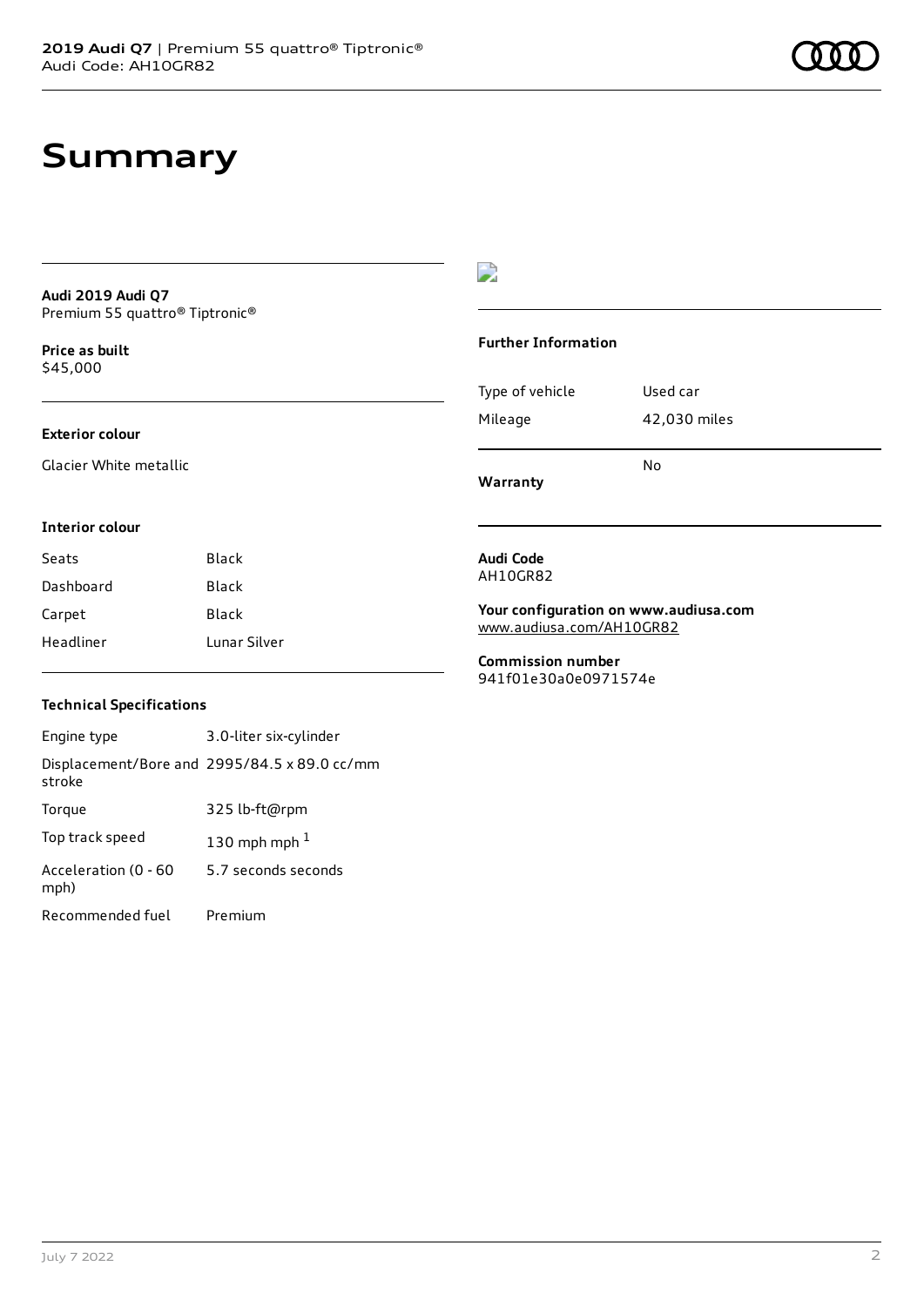# Summary

**Audi 2019 Audi Q7**
Premium 55 quattro® Tiptronic®

**Price as built**
$45,000

### Exterior colour

Glacier White metallic

### Interior colour

| Seats | Black |
| --- | --- |
| Dashboard | Black |
| Carpet | Black |
| Headliner | Lunar Silver |

### Technical Specifications

| Engine type | 3.0-liter six-cylinder |
| --- | --- |
| Displacement/Bore and stroke | 2995/84.5 x 89.0 cc/mm |
| Torque | 325 lb-ft@rpm |
| Top track speed | 130 mph mph [1] |
| Acceleration (0 - 60 mph) | 5.7 seconds seconds |
| Recommended fuel | Premium |

### Further Information

| Type of vehicle | Used car |
| --- | --- |
| Mileage | 42,030 miles |
| **Warranty** | No |

**Audi Code**
AH10GR82

**Your configuration on www.audiusa.com**
www.audiusa.com/AH10GR82

**Commission number**
941f01e30a0e0971574e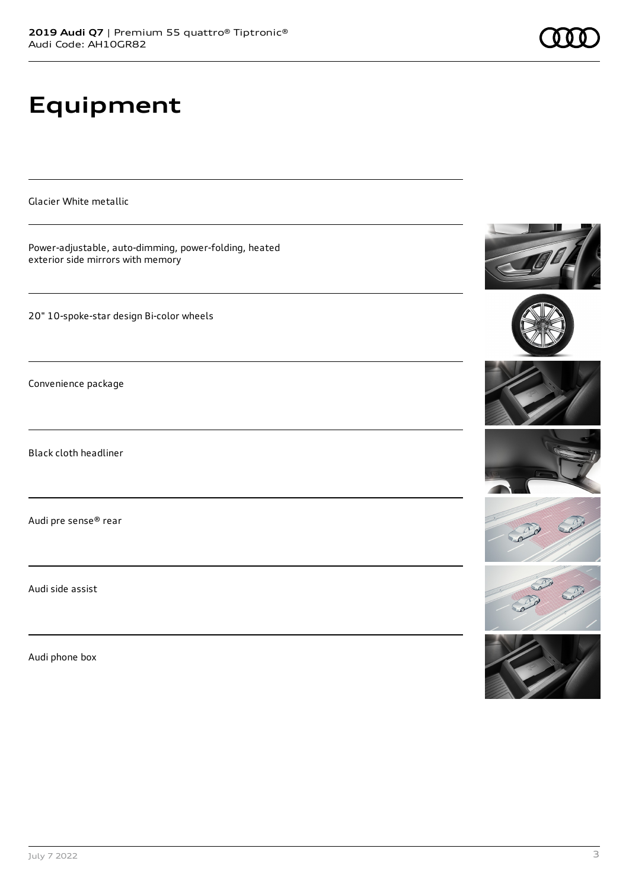# Equipment

Glacier White metallic

Power-adjustable, auto-dimming, power-folding, heated exterior side mirrors with memory

20" 10-spoke-star design Bi-color wheels

Convenience package

Black cloth headliner

Audi pre sense® rear

Audi side assist

Audi phone box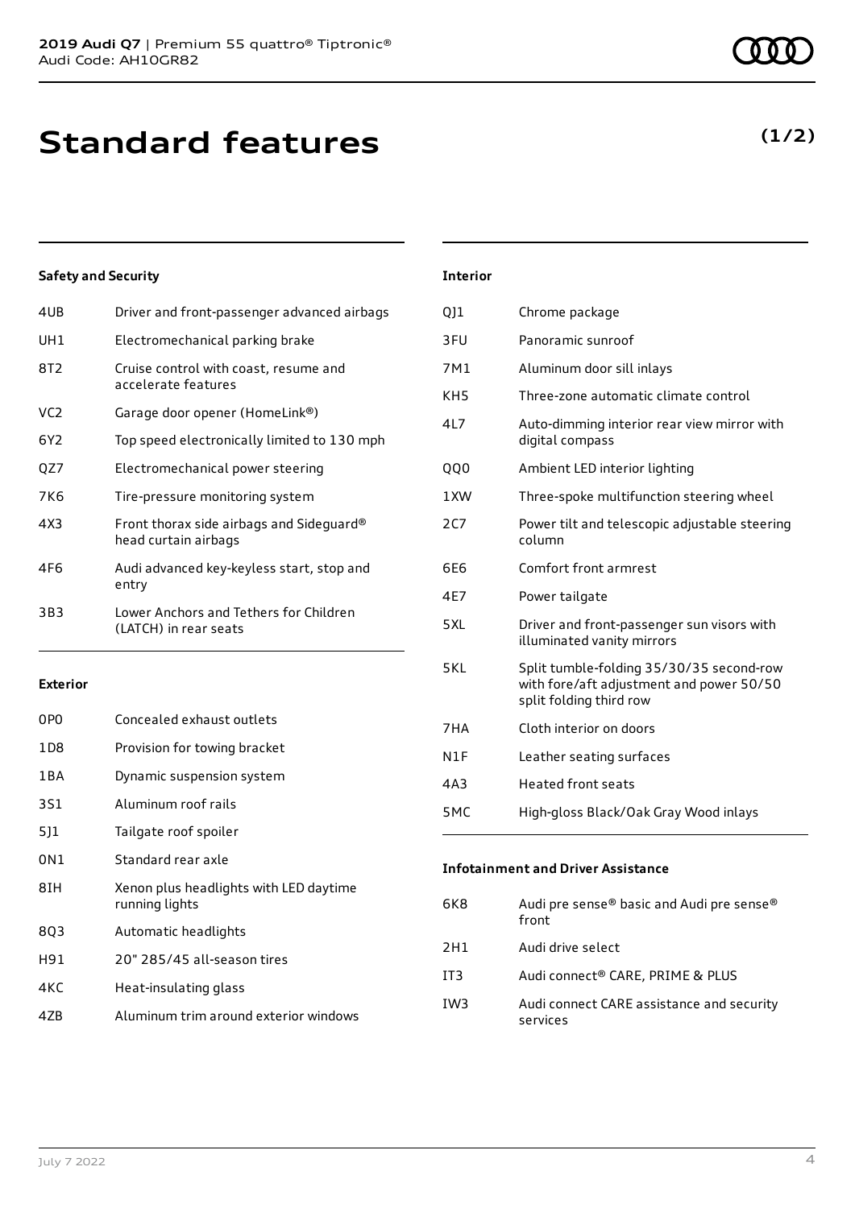# Standard features

**(1/2)**

### Safety and Security

| | |
|---|---|
| 4UB | Driver and front-passenger advanced airbags |
| UH1 | Electromechanical parking brake |
| 8T2 | Cruise control with coast, resume and accelerate features |
| VC2 | Garage door opener (HomeLink®) |
| 6Y2 | Top speed electronically limited to 130 mph |
| QZ7 | Electromechanical power steering |
| 7K6 | Tire-pressure monitoring system |
| 4X3 | Front thorax side airbags and Sideguard® head curtain airbags |
| 4F6 | Audi advanced key-keyless start, stop and entry |
| 3B3 | Lower Anchors and Tethers for Children (LATCH) in rear seats |

### Exterior

| | |
|---|---|
| 0P0 | Concealed exhaust outlets |
| 1D8 | Provision for towing bracket |
| 1BA | Dynamic suspension system |
| 3S1 | Aluminum roof rails |
| 5J1 | Tailgate roof spoiler |
| 0N1 | Standard rear axle |
| 8IH | Xenon plus headlights with LED daytime running lights |
| 8Q3 | Automatic headlights |
| H91 | 20" 285/45 all-season tires |
| 4KC | Heat-insulating glass |
| 4ZB | Aluminum trim around exterior windows |

### Interior

| | |
|---|---|
| QJ1 | Chrome package |
| 3FU | Panoramic sunroof |
| 7M1 | Aluminum door sill inlays |
| KH5 | Three-zone automatic climate control |
| 4L7 | Auto-dimming interior rear view mirror with digital compass |
| QQ0 | Ambient LED interior lighting |
| 1XW | Three-spoke multifunction steering wheel |
| 2C7 | Power tilt and telescopic adjustable steering column |
| 6E6 | Comfort front armrest |
| 4E7 | Power tailgate |
| 5XL | Driver and front-passenger sun visors with illuminated vanity mirrors |
| 5KL | Split tumble-folding 35/30/35 second-row with fore/aft adjustment and power 50/50 split folding third row |
| 7HA | Cloth interior on doors |
| N1F | Leather seating surfaces |
| 4A3 | Heated front seats |
| 5MC | High-gloss Black/Oak Gray Wood inlays |

### Infotainment and Driver Assistance

| | |
|---|---|
| 6K8 | Audi pre sense® basic and Audi pre sense® front |
| 2H1 | Audi drive select |
| IT3 | Audi connect® CARE, PRIME & PLUS |
| IW3 | Audi connect CARE assistance and security services |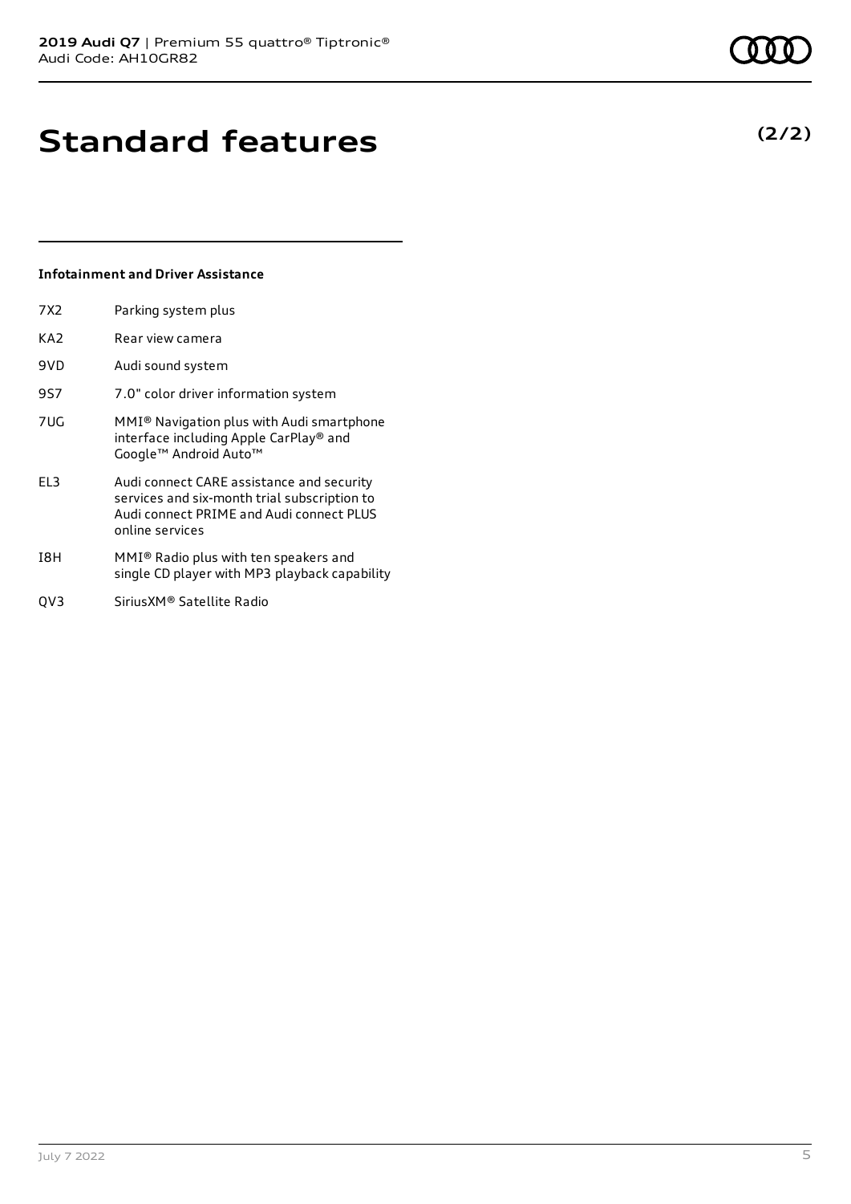# Standard features

**(2/2)**

### Infotainment and Driver Assistance

| | |
|---|---|
| 7X2 | Parking system plus |
| KA2 | Rear view camera |
| 9VD | Audi sound system |
| 9S7 | 7.0" color driver information system |
| 7UG | MMI® Navigation plus with Audi smartphone interface including Apple CarPlay® and Google™ Android Auto™ |
| EL3 | Audi connect CARE assistance and security services and six-month trial subscription to Audi connect PRIME and Audi connect PLUS online services |
| I8H | MMI® Radio plus with ten speakers and single CD player with MP3 playback capability |
| QV3 | SiriusXM® Satellite Radio |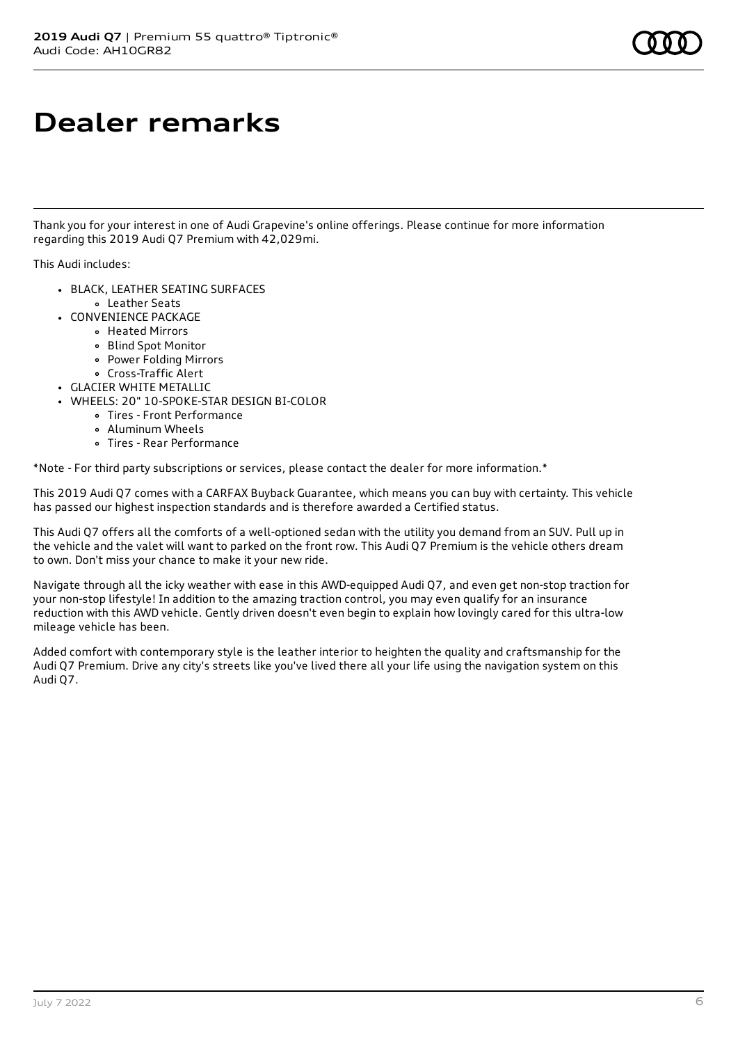# Dealer remarks

Thank you for your interest in one of Audi Grapevine's online offerings. Please continue for more information regarding this 2019 Audi Q7 Premium with 42,029mi.

This Audi includes:

- BLACK, LEATHER SEATING SURFACES
  - Leather Seats
- CONVENIENCE PACKAGE
  - Heated Mirrors
  - Blind Spot Monitor
  - Power Folding Mirrors
  - Cross-Traffic Alert
- GLACIER WHITE METALLIC
- WHEELS: 20" 10-SPOKE-STAR DESIGN BI-COLOR
  - Tires - Front Performance
  - Aluminum Wheels
  - Tires - Rear Performance

*Note - For third party subscriptions or services, please contact the dealer for more information.*

This 2019 Audi Q7 comes with a CARFAX Buyback Guarantee, which means you can buy with certainty. This vehicle has passed our highest inspection standards and is therefore awarded a Certified status.

This Audi Q7 offers all the comforts of a well-optioned sedan with the utility you demand from an SUV. Pull up in the vehicle and the valet will want to parked on the front row. This Audi Q7 Premium is the vehicle others dream to own. Don't miss your chance to make it your new ride.

Navigate through all the icky weather with ease in this AWD-equipped Audi Q7, and even get non-stop traction for your non-stop lifestyle! In addition to the amazing traction control, you may even qualify for an insurance reduction with this AWD vehicle. Gently driven doesn't even begin to explain how lovingly cared for this ultra-low mileage vehicle has been.

Added comfort with contemporary style is the leather interior to heighten the quality and craftsmanship for the Audi Q7 Premium. Drive any city's streets like you've lived there all your life using the navigation system on this Audi Q7.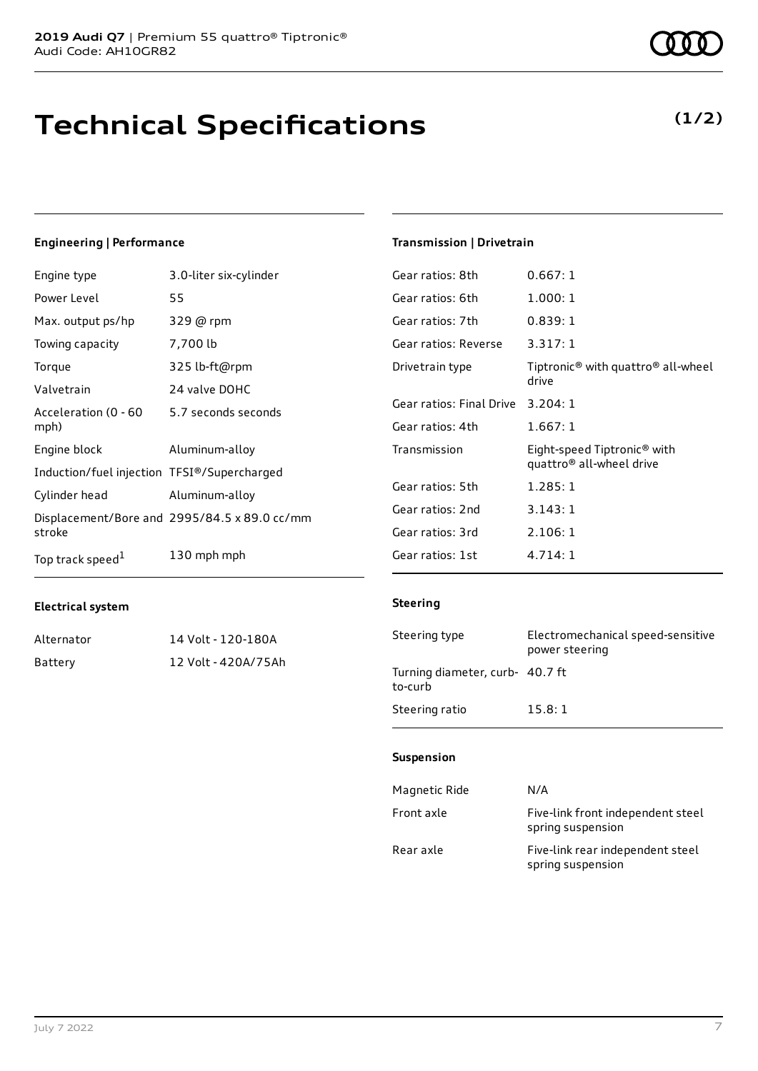# Technical Specifications

**(1/2)**

### Engineering | Performance

| | |
|---|---|
| Engine type | 3.0-liter six-cylinder |
| Power Level | 55 |
| Max. output ps/hp | 329 @ rpm |
| Towing capacity | 7,700 lb |
| Torque | 325 lb-ft@rpm |
| Valvetrain | 24 valve DOHC |
| Acceleration (0 - 60 mph) | 5.7 seconds seconds |
| Engine block | Aluminum-alloy |
| Induction/fuel injection | TFSI®/Supercharged |
| Cylinder head | Aluminum-alloy |
| Displacement/Bore and stroke | 2995/84.5 x 89.0 cc/mm |
| Top track speed[1] | 130 mph mph |

### Electrical system

| | |
|---|---|
| Alternator | 14 Volt - 120-180A |
| Battery | 12 Volt - 420A/75Ah |

### Transmission | Drivetrain

| | |
|---|---|
| Gear ratios: 8th | 0.667: 1 |
| Gear ratios: 6th | 1.000: 1 |
| Gear ratios: 7th | 0.839: 1 |
| Gear ratios: Reverse | 3.317: 1 |
| Drivetrain type | Tiptronic® with quattro® all-wheel drive |
| Gear ratios: Final Drive | 3.204: 1 |
| Gear ratios: 4th | 1.667: 1 |
| Transmission | Eight-speed Tiptronic® with quattro® all-wheel drive |
| Gear ratios: 5th | 1.285: 1 |
| Gear ratios: 2nd | 3.143: 1 |
| Gear ratios: 3rd | 2.106: 1 |
| Gear ratios: 1st | 4.714: 1 |

### Steering

| | |
|---|---|
| Steering type | Electromechanical speed-sensitive power steering |
| Turning diameter, curb-to-curb | 40.7 ft |
| Steering ratio | 15.8: 1 |

### Suspension

| | |
|---|---|
| Magnetic Ride | N/A |
| Front axle | Five-link front independent steel spring suspension |
| Rear axle | Five-link rear independent steel spring suspension |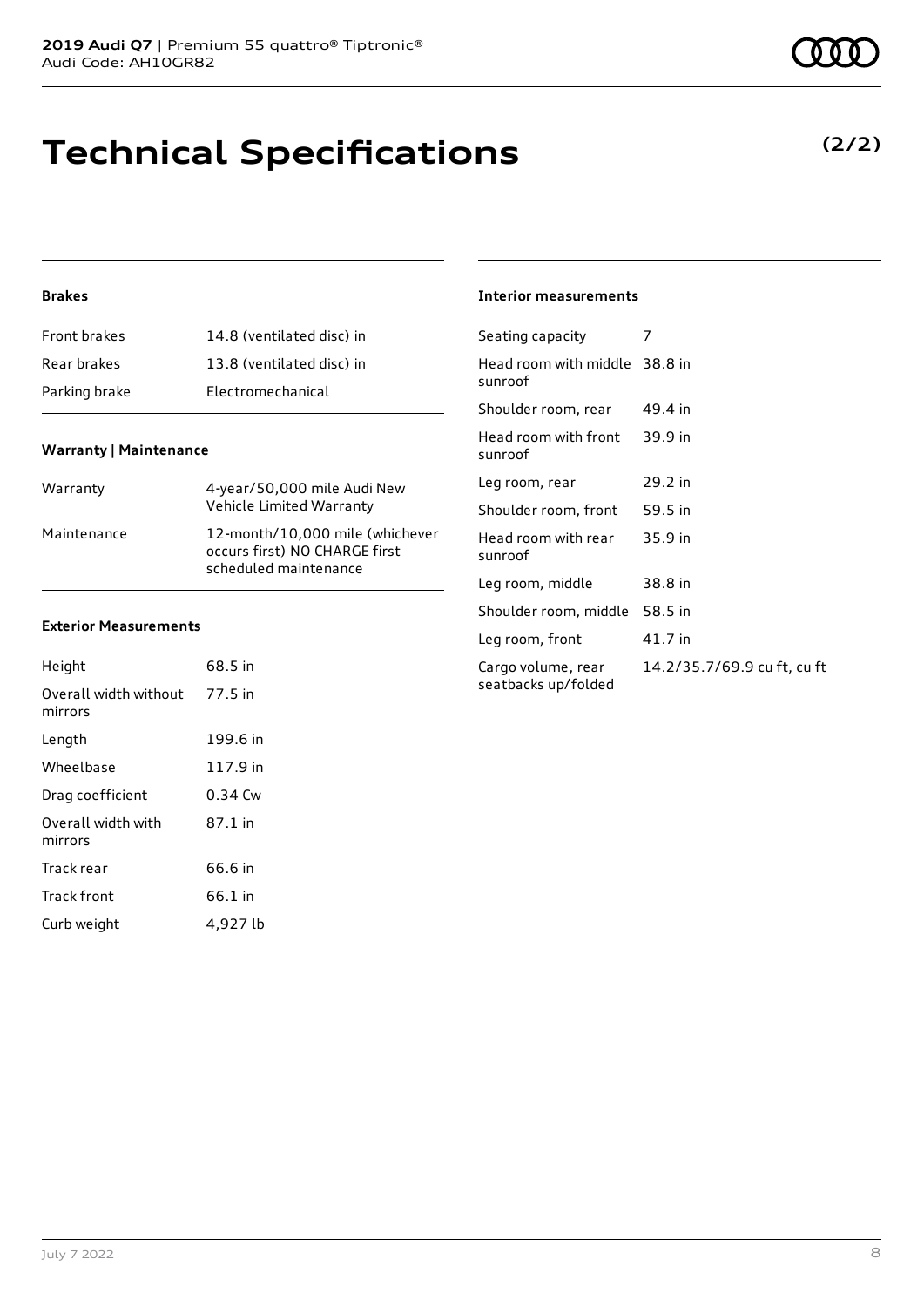# Technical Specifications

**(2/2)**

### Brakes

| | |
|---|---|
| Front brakes | 14.8 (ventilated disc) in |
| Rear brakes | 13.8 (ventilated disc) in |
| Parking brake | Electromechanical |

### Warranty | Maintenance

| | |
|---|---|
| Warranty | 4-year/50,000 mile Audi New Vehicle Limited Warranty |
| Maintenance | 12-month/10,000 mile (whichever occurs first) NO CHARGE first scheduled maintenance |

### Exterior Measurements

| | |
|---|---|
| Height | 68.5 in |
| Overall width without mirrors | 77.5 in |
| Length | 199.6 in |
| Wheelbase | 117.9 in |
| Drag coefficient | 0.34 Cw |
| Overall width with mirrors | 87.1 in |
| Track rear | 66.6 in |
| Track front | 66.1 in |
| Curb weight | 4,927 lb |

### Interior measurements

| | |
|---|---|
| Seating capacity | 7 |
| Head room with middle sunroof | 38.8 in |
| Shoulder room, rear | 49.4 in |
| Head room with front sunroof | 39.9 in |
| Leg room, rear | 29.2 in |
| Shoulder room, front | 59.5 in |
| Head room with rear sunroof | 35.9 in |
| Leg room, middle | 38.8 in |
| Shoulder room, middle | 58.5 in |
| Leg room, front | 41.7 in |
| Cargo volume, rear seatbacks up/folded | 14.2/35.7/69.9 cu ft, cu ft |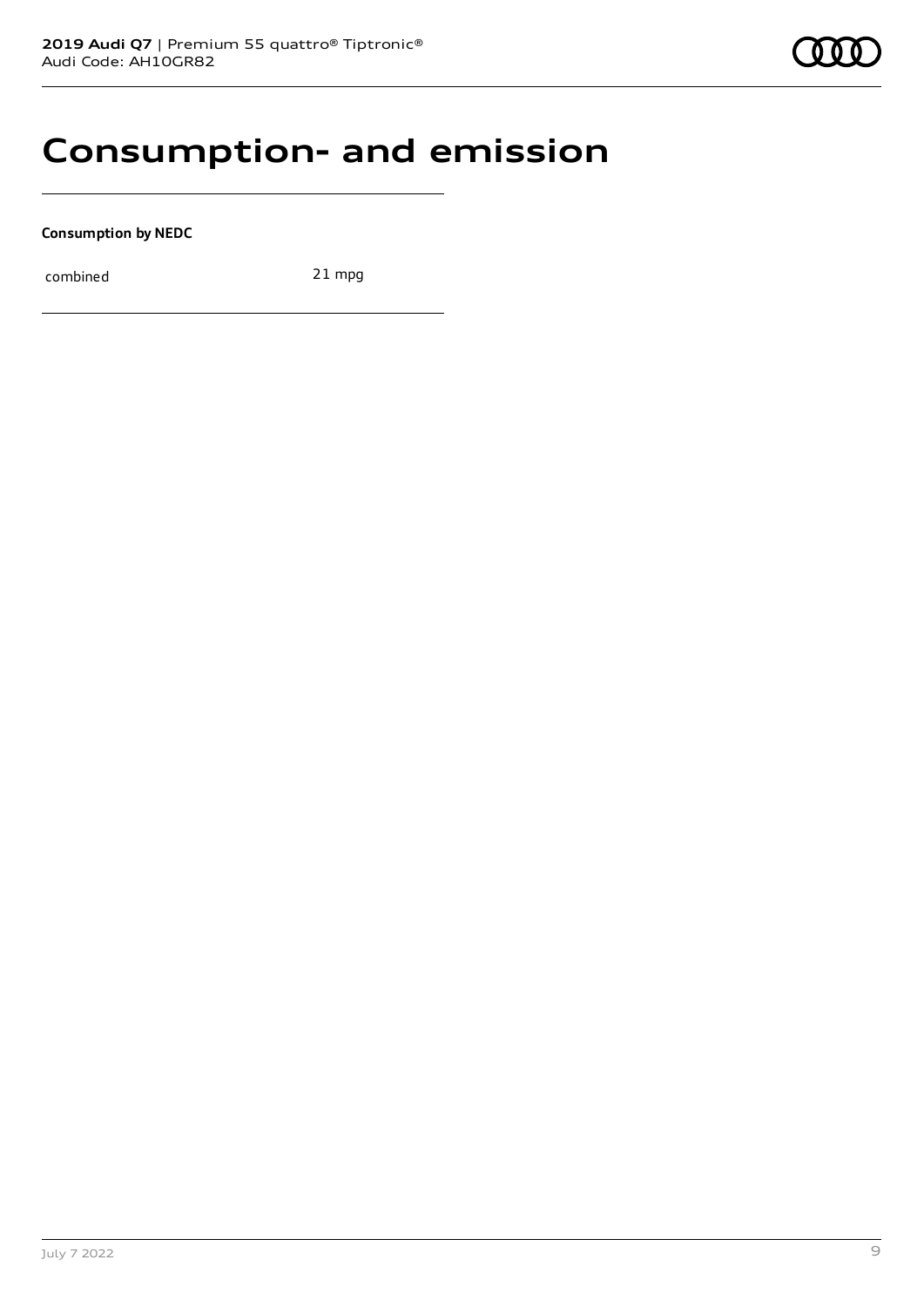# Consumption- and emission

**Consumption by NEDC**

| | |
|---|---|
| combined | 21 mpg |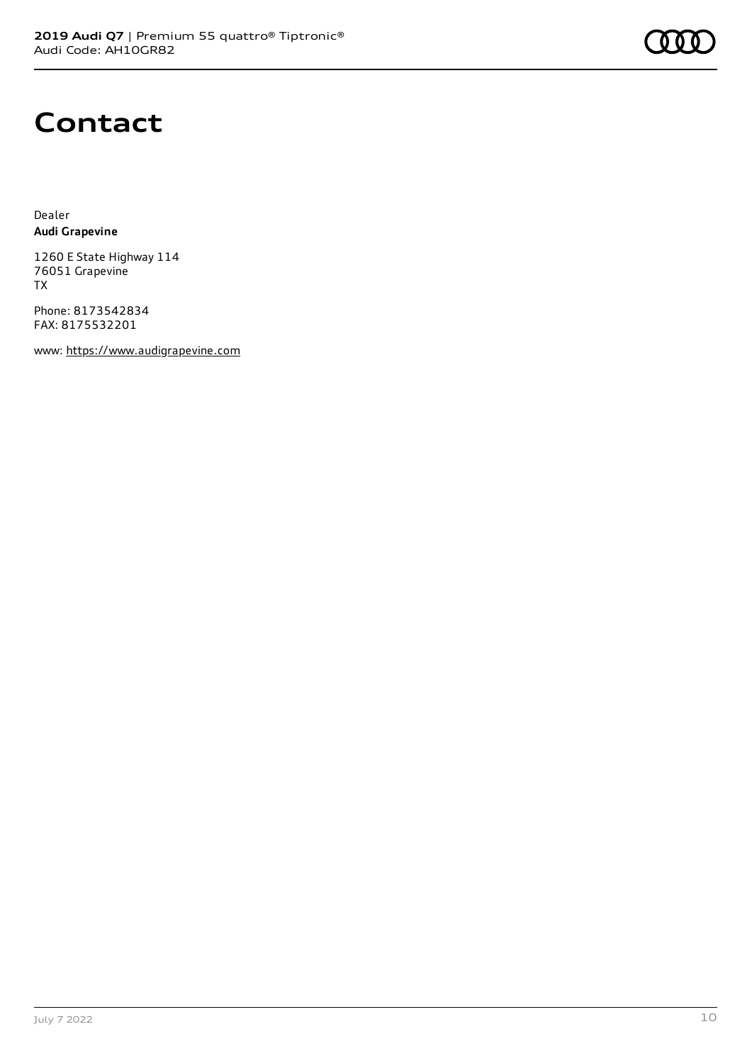# Contact

Dealer
**Audi Grapevine**

1260 E State Highway 114
76051 Grapevine
TX

Phone: 8173542834
FAX: 8175532201

www: https://www.audigrapevine.com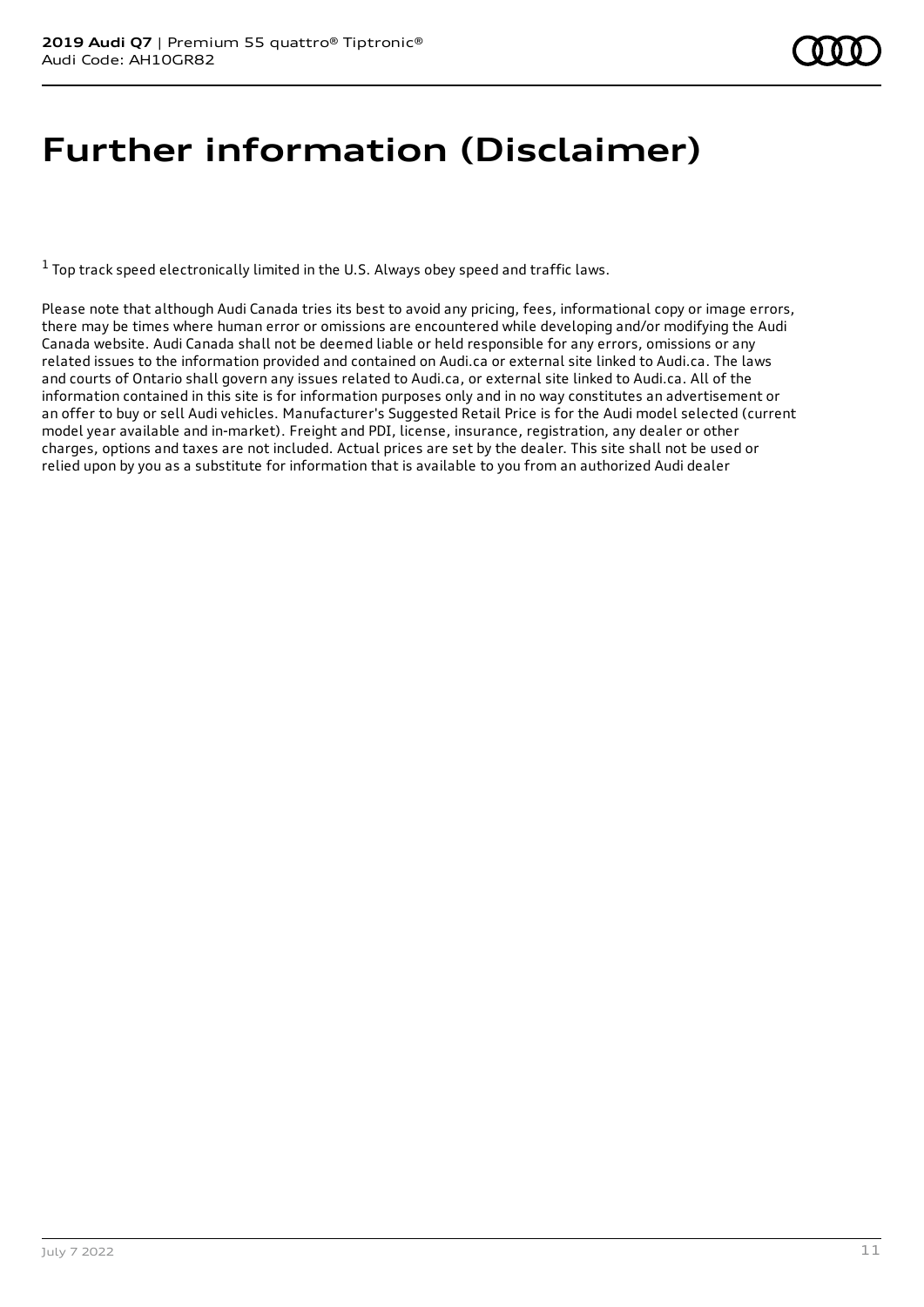# Further information (Disclaimer)

[1] Top track speed electronically limited in the U.S. Always obey speed and traffic laws.

Please note that although Audi Canada tries its best to avoid any pricing, fees, informational copy or image errors, there may be times where human error or omissions are encountered while developing and/or modifying the Audi Canada website. Audi Canada shall not be deemed liable or held responsible for any errors, omissions or any related issues to the information provided and contained on Audi.ca or external site linked to Audi.ca. The laws and courts of Ontario shall govern any issues related to Audi.ca, or external site linked to Audi.ca. All of the information contained in this site is for information purposes only and in no way constitutes an advertisement or an offer to buy or sell Audi vehicles. Manufacturer's Suggested Retail Price is for the Audi model selected (current model year available and in-market). Freight and PDI, license, insurance, registration, any dealer or other charges, options and taxes are not included. Actual prices are set by the dealer. This site shall not be used or relied upon by you as a substitute for information that is available to you from an authorized Audi dealer